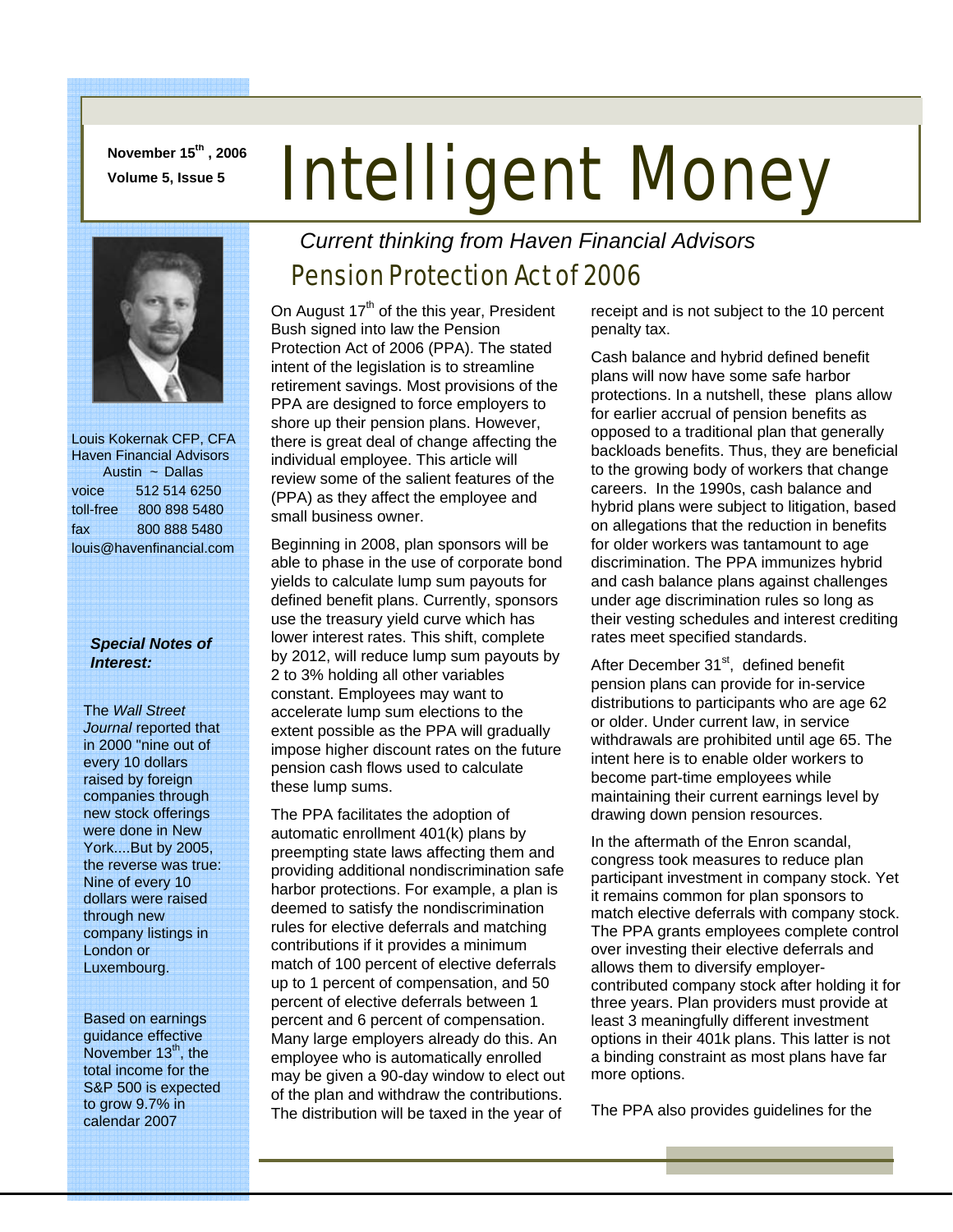**November 15th, 2006**
**Volume 5, Issue 5**

# Intelligent Money

*Current thinking from Haven Financial Advisors*

Louis Kokernak CFP, CFA
Haven Financial Advisors
Austin ~ Dallas

voice 512 514 6250
toll-free 800 898 5480
fax 800 888 5480
louis@havenfinancial.com

***Special Notes of Interest:***

The *Wall Street Journal* reported that in 2000 "nine out of every 10 dollars raised by foreign companies through new stock offerings were done in New York....But by 2005, the reverse was true: Nine of every 10 dollars were raised through new company listings in London or Luxembourg.

Based on earnings guidance effective November 13th, the total income for the S&P 500 is expected to grow 9.7% in calendar 2007

## Pension Protection Act of 2006

On August 17th of the this year, President Bush signed into law the Pension Protection Act of 2006 (PPA). The stated intent of the legislation is to streamline retirement savings. Most provisions of the PPA are designed to force employers to shore up their pension plans. However, there is great deal of change affecting the individual employee. This article will review some of the salient features of the (PPA) as they affect the employee and small business owner.

Beginning in 2008, plan sponsors will be able to phase in the use of corporate bond yields to calculate lump sum payouts for defined benefit plans. Currently, sponsors use the treasury yield curve which has lower interest rates. This shift, complete by 2012, will reduce lump sum payouts by 2 to 3% holding all other variables constant. Employees may want to accelerate lump sum elections to the extent possible as the PPA will gradually impose higher discount rates on the future pension cash flows used to calculate these lump sums.

The PPA facilitates the adoption of automatic enrollment 401(k) plans by preempting state laws affecting them and providing additional nondiscrimination safe harbor protections. For example, a plan is deemed to satisfy the nondiscrimination rules for elective deferrals and matching contributions if it provides a minimum match of 100 percent of elective deferrals up to 1 percent of compensation, and 50 percent of elective deferrals between 1 percent and 6 percent of compensation. Many large employers already do this. An employee who is automatically enrolled may be given a 90-day window to elect out of the plan and withdraw the contributions. The distribution will be taxed in the year of receipt and is not subject to the 10 percent penalty tax.

Cash balance and hybrid defined benefit plans will now have some safe harbor protections. In a nutshell, these plans allow for earlier accrual of pension benefits as opposed to a traditional plan that generally backloads benefits. Thus, they are beneficial to the growing body of workers that change careers. In the 1990s, cash balance and hybrid plans were subject to litigation, based on allegations that the reduction in benefits for older workers was tantamount to age discrimination. The PPA immunizes hybrid and cash balance plans against challenges under age discrimination rules so long as their vesting schedules and interest crediting rates meet specified standards.

After December 31st, defined benefit pension plans can provide for in-service distributions to participants who are age 62 or older. Under current law, in service withdrawals are prohibited until age 65. The intent here is to enable older workers to become part-time employees while maintaining their current earnings level by drawing down pension resources.

In the aftermath of the Enron scandal, congress took measures to reduce plan participant investment in company stock. Yet it remains common for plan sponsors to match elective deferrals with company stock. The PPA grants employees complete control over investing their elective deferrals and allows them to diversify employer-contributed company stock after holding it for three years. Plan providers must provide at least 3 meaningfully different investment options in their 401k plans. This latter is not a binding constraint as most plans have far more options.

The PPA also provides guidelines for the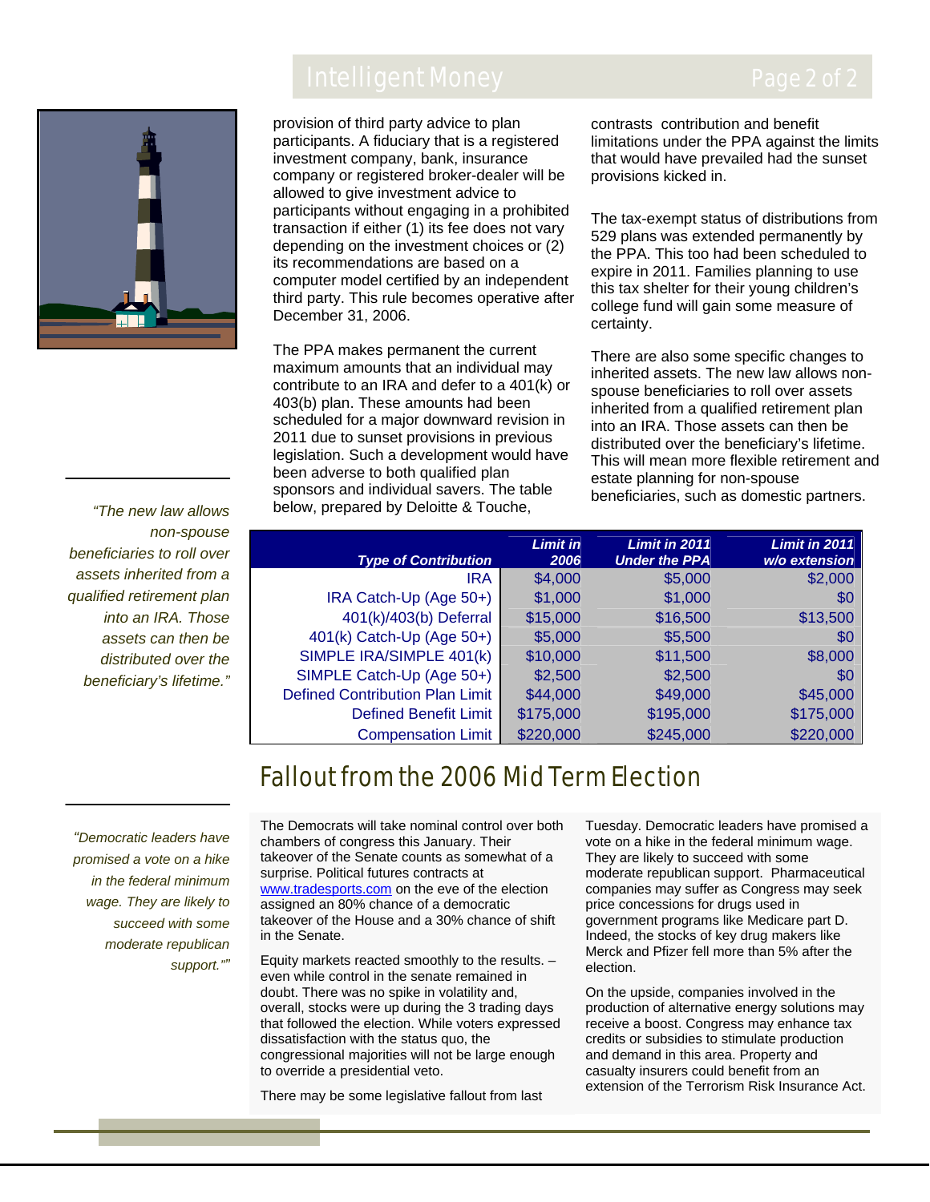provision of third party advice to plan participants. A fiduciary that is a registered investment company, bank, insurance company or registered broker-dealer will be allowed to give investment advice to participants without engaging in a prohibited transaction if either (1) its fee does not vary depending on the investment choices or (2) its recommendations are based on a computer model certified by an independent third party. This rule becomes operative after December 31, 2006.

The PPA makes permanent the current maximum amounts that an individual may contribute to an IRA and defer to a 401(k) or 403(b) plan. These amounts had been scheduled for a major downward revision in 2011 due to sunset provisions in previous legislation. Such a development would have been adverse to both qualified plan sponsors and individual savers. The table below, prepared by Deloitte & Touche, contrasts contribution and benefit limitations under the PPA against the limits that would have prevailed had the sunset provisions kicked in.

The tax-exempt status of distributions from 529 plans was extended permanently by the PPA. This too had been scheduled to expire in 2011. Families planning to use this tax shelter for their young children's college fund will gain some measure of certainty.

There are also some specific changes to inherited assets. The new law allows non-spouse beneficiaries to roll over assets inherited from a qualified retirement plan into an IRA. Those assets can then be distributed over the beneficiary's lifetime. This will mean more flexible retirement and estate planning for non-spouse beneficiaries, such as domestic partners.

*"The new law allows non-spouse beneficiaries to roll over assets inherited from a qualified retirement plan into an IRA. Those assets can then be distributed over the beneficiary's lifetime."*

| Type of Contribution | Limit in 2006 | Limit in 2011 Under the PPA | Limit in 2011 w/o extension |
|---|---|---|---|
| IRA | $4,000 | $5,000 | $2,000 |
| IRA Catch-Up (Age 50+) | $1,000 | $1,000 | $0 |
| 401(k)/403(b) Deferral | $15,000 | $16,500 | $13,500 |
| 401(k) Catch-Up (Age 50+) | $5,000 | $5,500 | $0 |
| SIMPLE IRA/SIMPLE 401(k) | $10,000 | $11,500 | $8,000 |
| SIMPLE Catch-Up (Age 50+) | $2,500 | $2,500 | $0 |
| Defined Contribution Plan Limit | $44,000 | $49,000 | $45,000 |
| Defined Benefit Limit | $175,000 | $195,000 | $175,000 |
| Compensation Limit | $220,000 | $245,000 | $220,000 |

## Fallout from the 2006 Mid Term Election

The Democrats will take nominal control over both chambers of congress this January. Their takeover of the Senate counts as somewhat of a surprise. Political futures contracts at www.tradesports.com on the eve of the election assigned an 80% chance of a democratic takeover of the House and a 30% chance of shift in the Senate.

Equity markets reacted smoothly to the results. – even while control in the senate remained in doubt. There was no spike in volatility and, overall, stocks were up during the 3 trading days that followed the election. While voters expressed dissatisfaction with the status quo, the congressional majorities will not be large enough to override a presidential veto.

There may be some legislative fallout from last Tuesday. Democratic leaders have promised a vote on a hike in the federal minimum wage. They are likely to succeed with some moderate republican support. Pharmaceutical companies may suffer as Congress may seek price concessions for drugs used in government programs like Medicare part D. Indeed, the stocks of key drug makers like Merck and Pfizer fell more than 5% after the election.

On the upside, companies involved in the production of alternative energy solutions may receive a boost. Congress may enhance tax credits or subsidies to stimulate production and demand in this area. Property and casualty insurers could benefit from an extension of the Terrorism Risk Insurance Act.

*"Democratic leaders have promised a vote on a hike in the federal minimum wage. They are likely to succeed with some moderate republican support.""*